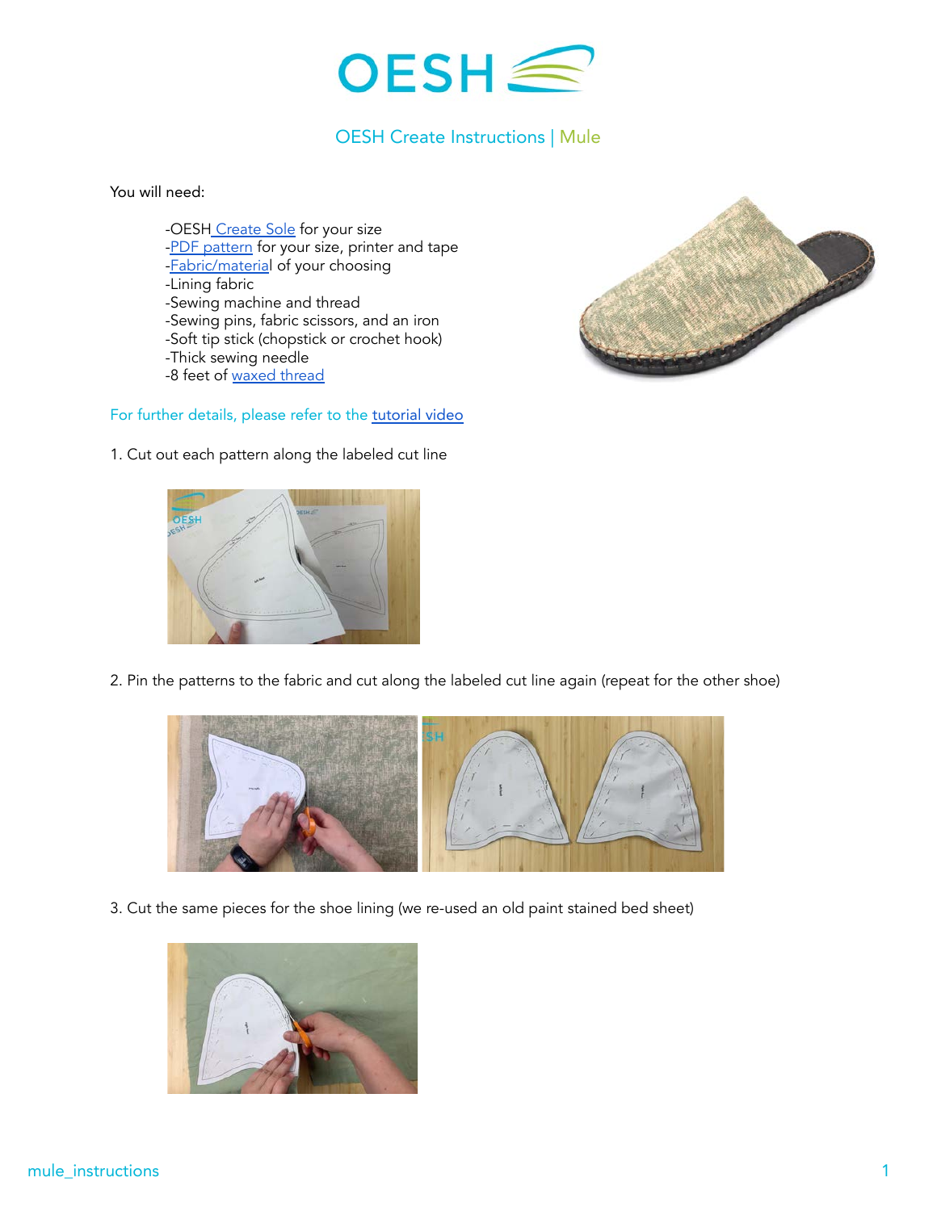# OESH

## OESH Create Instructions | Mule

You will need:

- -OESH Create Sole for your size
- -PDF pattern for your size, printer and tape
- -Fabric/material of your choosing
- -Lining fabric
- -Sewing machine and thread
- -Sewing pins, fabric scissors, and an iron
- -Soft tip stick (chopstick or crochet hook)
- -Thick sewing needle
- -8 feet of waxed thread

For further details, please refer to the tutorial video

1. Cut out each pattern along the labeled cut line

2. Pin the patterns to the fabric and cut along the labeled cut line again (repeat for the other shoe)

3. Cut the same pieces for the shoe lining (we re-used an old paint stained bed sheet)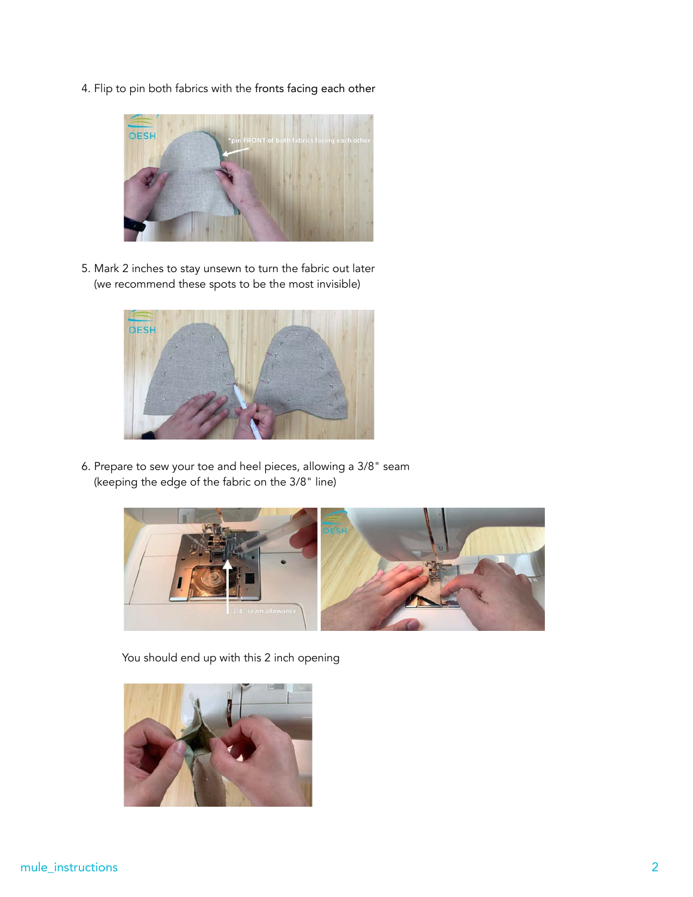4. Flip to pin both fabrics with the fronts facing each other

5. Mark 2 inches to stay unsewn to turn the fabric out later (we recommend these spots to be the most invisible)

6. Prepare to sew your toe and heel pieces, allowing a 3/8" seam (keeping the edge of the fabric on the 3/8" line)

You should end up with this 2 inch opening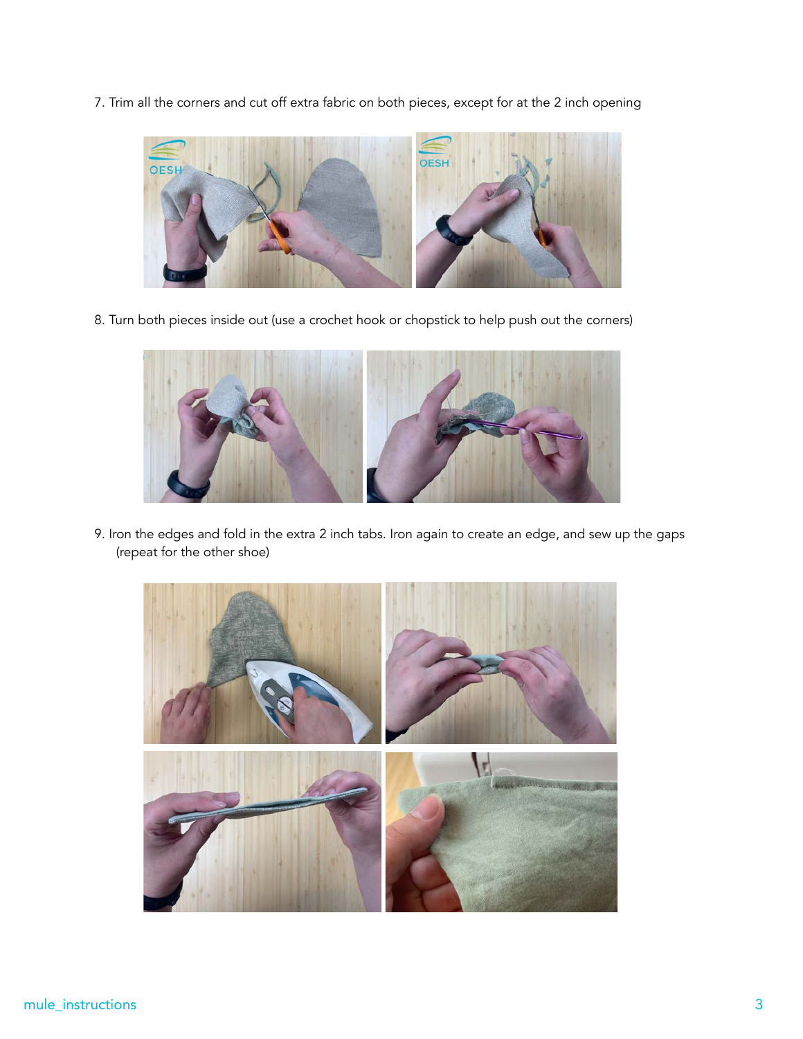7. Trim all the corners and cut off extra fabric on both pieces, except for at the 2 inch opening

8. Turn both pieces inside out (use a crochet hook or chopstick to help push out the corners)

9. Iron the edges and fold in the extra 2 inch tabs. Iron again to create an edge, and sew up the gaps (repeat for the other shoe)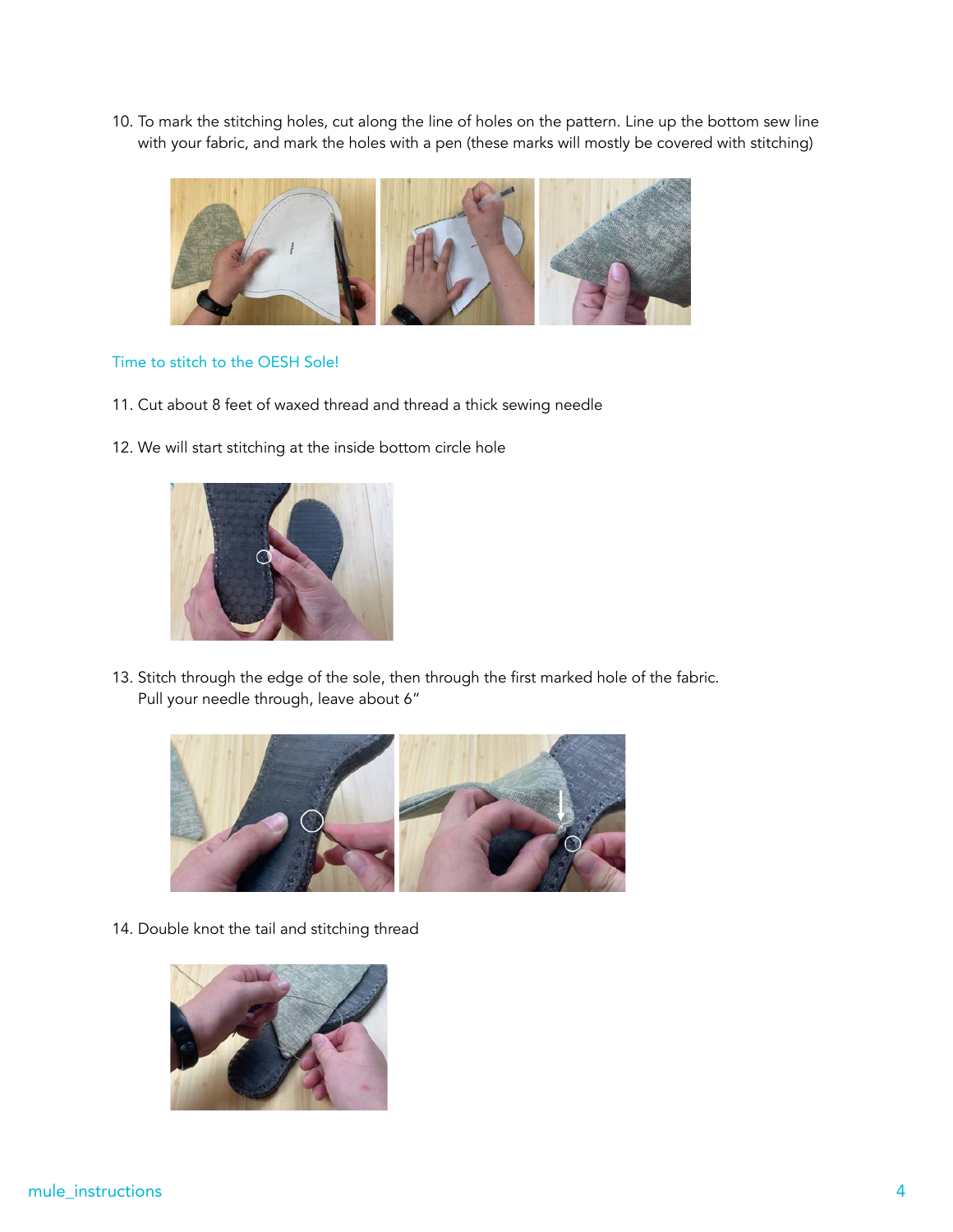10. To mark the stitching holes, cut along the line of holes on the pattern. Line up the bottom sew line with your fabric, and mark the holes with a pen (these marks will mostly be covered with stitching)

## Time to stitch to the OESH Sole!

11. Cut about 8 feet of waxed thread and thread a thick sewing needle

12. We will start stitching at the inside bottom circle hole

13. Stitch through the edge of the sole, then through the first marked hole of the fabric. Pull your needle through, leave about 6"

14. Double knot the tail and stitching thread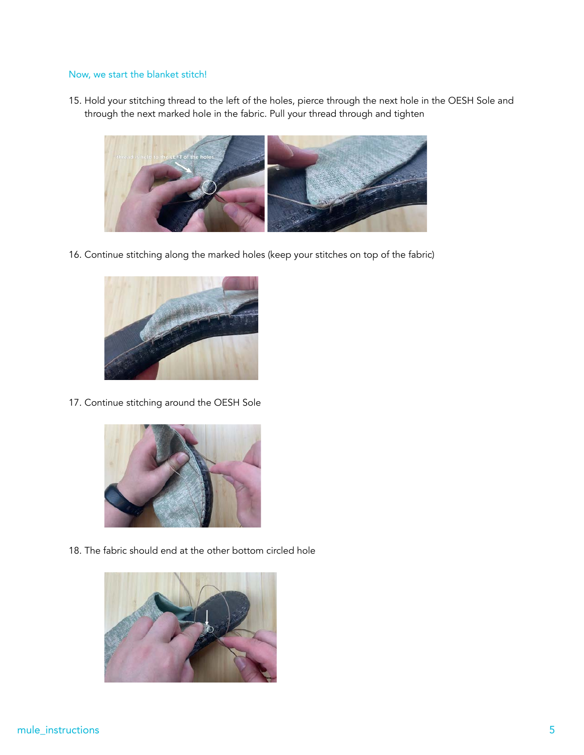Now, we start the blanket stitch!

15. Hold your stitching thread to the left of the holes, pierce through the next hole in the OESH Sole and through the next marked hole in the fabric. Pull your thread through and tighten

16. Continue stitching along the marked holes (keep your stitches on top of the fabric)

17. Continue stitching around the OESH Sole

18. The fabric should end at the other bottom circled hole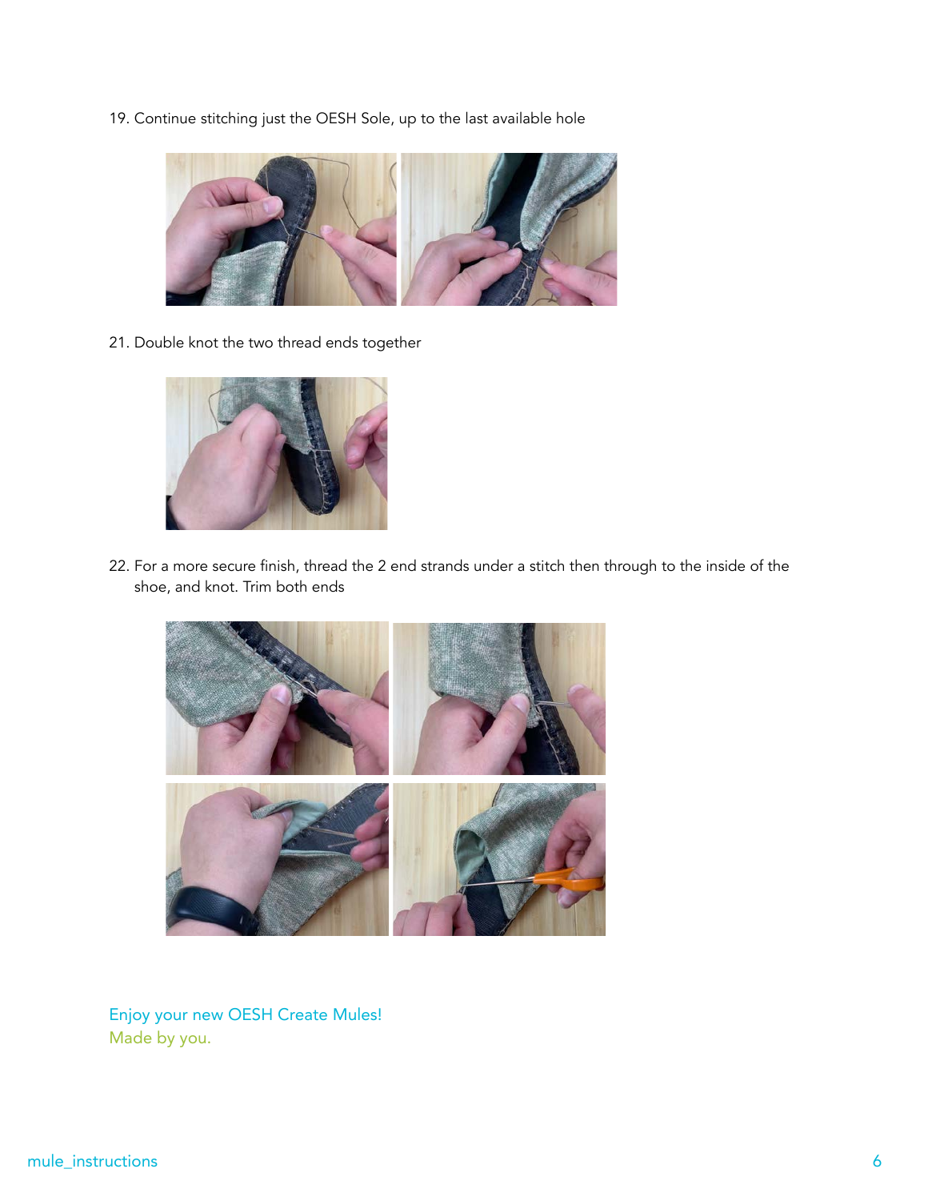19. Continue stitching just the OESH Sole, up to the last available hole

21. Double knot the two thread ends together

22. For a more secure finish, thread the 2 end strands under a stitch then through to the inside of the shoe, and knot. Trim both ends

Enjoy your new OESH Create Mules!
Made by you.